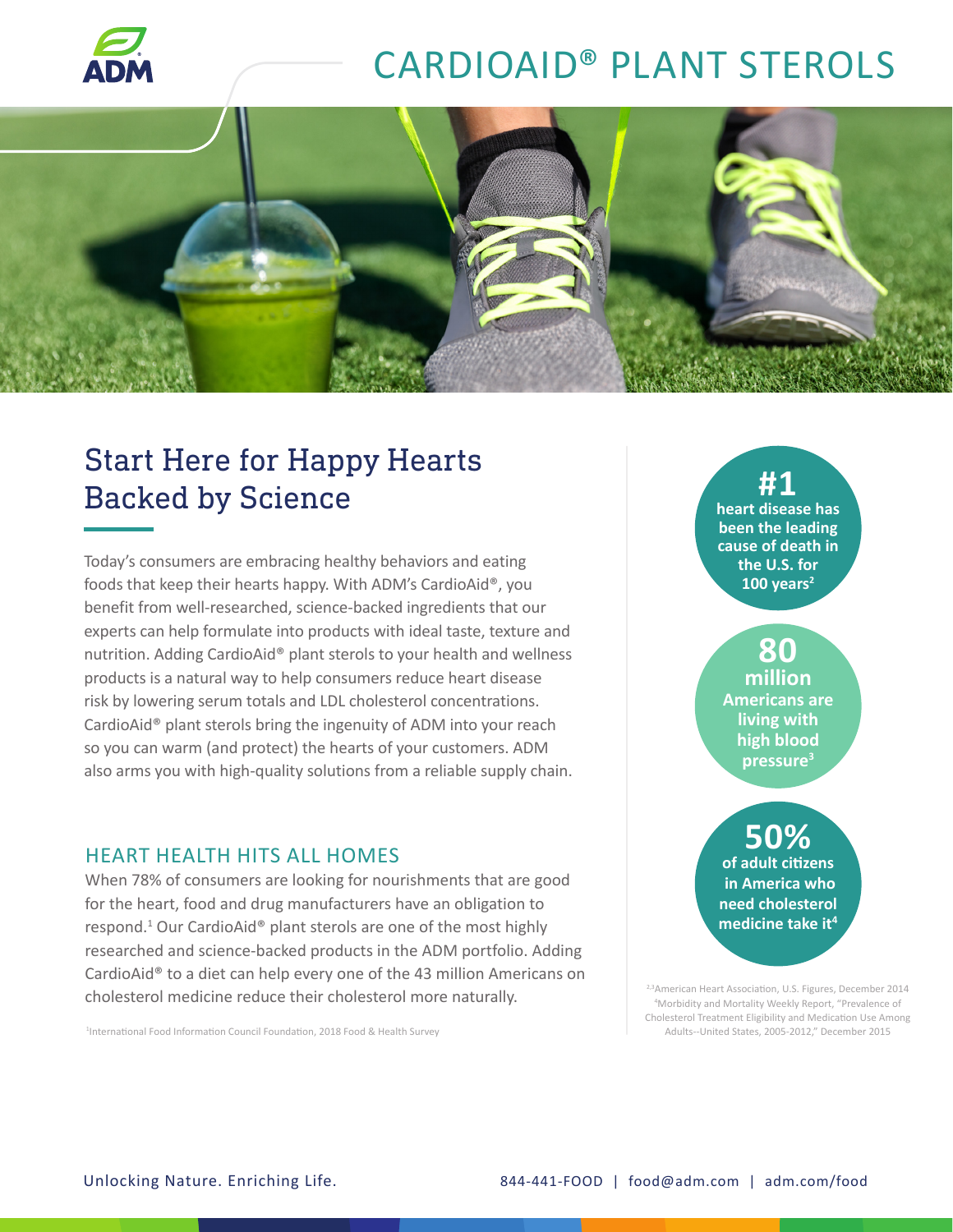# CARDIOAID® PLANT STEROLS

## Start Here for Happy Hearts Backed by Science

Today's consumers are embracing healthy behaviors and eating foods that keep their hearts happy. With ADM's CardioAid®, you benefit from well-researched, science-backed ingredients that our experts can help formulate into products with ideal taste, texture and nutrition. Adding CardioAid® plant sterols to your health and wellness products is a natural way to help consumers reduce heart disease risk by lowering serum totals and LDL cholesterol concentrations. CardioAid® plant sterols bring the ingenuity of ADM into your reach so you can warm (and protect) the hearts of your customers. ADM also arms you with high-quality solutions from a reliable supply chain.

### HEART HEALTH HITS ALL HOMES

When 78% of consumers are looking for nourishments that are good for the heart, food and drug manufacturers have an obligation to respond.[1] Our CardioAid® plant sterols are one of the most highly researched and science-backed products in the ADM portfolio. Adding CardioAid® to a diet can help every one of the 43 million Americans on cholesterol medicine reduce their cholesterol more naturally.

[1]International Food Information Council Foundation, 2018 Food & Health Survey

**#1** heart disease has been the leading cause of death in the U.S. for 100 years[2]

**80 million** Americans are living with high blood pressure[3]

**50%** of adult citizens in America who need cholesterol medicine take it[4]

[2,3]American Heart Association, U.S. Figures, December 2014
[4]Morbidity and Mortality Weekly Report, "Prevalence of Cholesterol Treatment Eligibility and Medication Use Among Adults--United States, 2005-2012," December 2015

Unlocking Nature. Enriching Life.

844-441-FOOD | food@adm.com | adm.com/food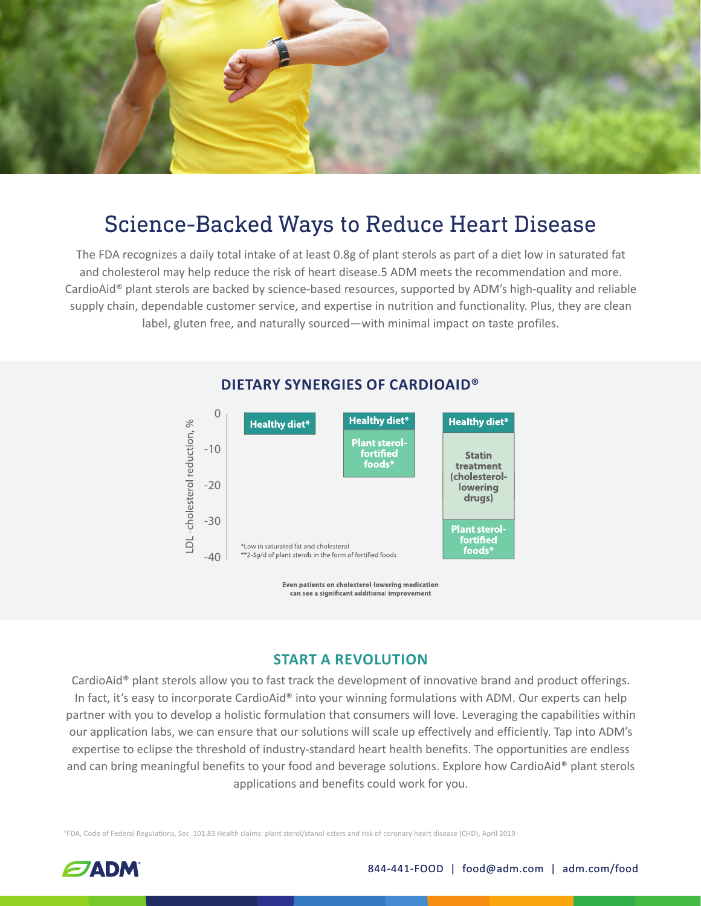# Science-Backed Ways to Reduce Heart Disease

The FDA recognizes a daily total intake of at least 0.8g of plant sterols as part of a diet low in saturated fat and cholesterol may help reduce the risk of heart disease.[5] ADM meets the recommendation and more. CardioAid® plant sterols are backed by science-based resources, supported by ADM's high-quality and reliable supply chain, dependable customer service, and expertise in nutrition and functionality. Plus, they are clean label, gluten free, and naturally sourced—with minimal impact on taste profiles.

## DIETARY SYNERGIES OF CARDIOAID®

LDL-cholesterol reduction, %

0, -10, -20, -30, -40

- Healthy diet*
- Healthy diet* + Plant sterol-fortified foods*
- Healthy diet* + Statin treatment (cholesterol-lowering drugs) + Plant sterol-fortified foods*

*Low in saturated fat and cholesterol
**2-3g/d of plant sterols in the form of fortified foods

**Even patients on cholesterol-lowering medication can see a significant additional improvement**

## START A REVOLUTION

CardioAid® plant sterols allow you to fast track the development of innovative brand and product offerings. In fact, it's easy to incorporate CardioAid® into your winning formulations with ADM. Our experts can help partner with you to develop a holistic formulation that consumers will love. Leveraging the capabilities within our application labs, we can ensure that our solutions will scale up effectively and efficiently. Tap into ADM's expertise to eclipse the threshold of industry-standard heart health benefits. The opportunities are endless and can bring meaningful benefits to your food and beverage solutions. Explore how CardioAid® plant sterols applications and benefits could work for you.

[5]FDA, Code of Federal Regulations, Sec. 101.83 Health claims: plant sterol/stanol esters and risk of coronary heart disease (CHD), April 2019

ADM

844-441-FOOD | food@adm.com | adm.com/food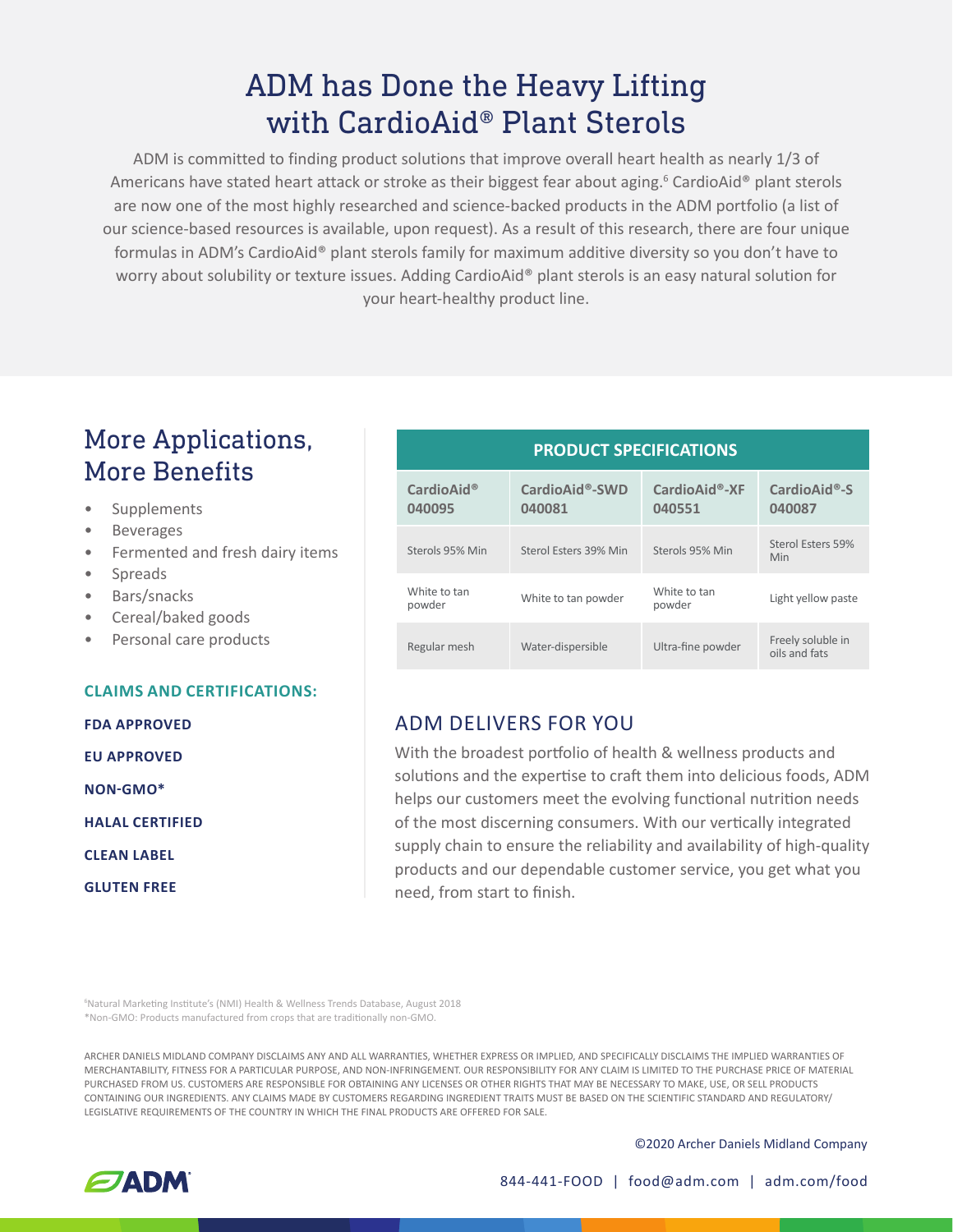# ADM has Done the Heavy Lifting with CardioAid® Plant Sterols

ADM is committed to finding product solutions that improve overall heart health as nearly 1/3 of Americans have stated heart attack or stroke as their biggest fear about aging.[6] CardioAid® plant sterols are now one of the most highly researched and science-backed products in the ADM portfolio (a list of our science-based resources is available, upon request). As a result of this research, there are four unique formulas in ADM's CardioAid® plant sterols family for maximum additive diversity so you don't have to worry about solubility or texture issues. Adding CardioAid® plant sterols is an easy natural solution for your heart-healthy product line.

## More Applications, More Benefits

- Supplements
- Beverages
- Fermented and fresh dairy items
- Spreads
- Bars/snacks
- Cereal/baked goods
- Personal care products

**CLAIMS AND CERTIFICATIONS:**

**FDA APPROVED**

**EU APPROVED**

**NON-GMO***

**HALAL CERTIFIED**

**CLEAN LABEL**

**GLUTEN FREE**

**PRODUCT SPECIFICATIONS**

| CardioAid® 040095 | CardioAid®-SWD 040081 | CardioAid®-XF 040551 | CardioAid®-S 040087 |
|---|---|---|---|
| Sterols 95% Min | Sterol Esters 39% Min | Sterols 95% Min | Sterol Esters 59% Min |
| White to tan powder | White to tan powder | White to tan powder | Light yellow paste |
| Regular mesh | Water-dispersible | Ultra-fine powder | Freely soluble in oils and fats |

## ADM DELIVERS FOR YOU

With the broadest portfolio of health & wellness products and solutions and the expertise to craft them into delicious foods, ADM helps our customers meet the evolving functional nutrition needs of the most discerning consumers. With our vertically integrated supply chain to ensure the reliability and availability of high-quality products and our dependable customer service, you get what you need, from start to finish.

[6]Natural Marketing Institute's (NMI) Health & Wellness Trends Database, August 2018
*Non-GMO: Products manufactured from crops that are traditionally non-GMO.

ARCHER DANIELS MIDLAND COMPANY DISCLAIMS ANY AND ALL WARRANTIES, WHETHER EXPRESS OR IMPLIED, AND SPECIFICALLY DISCLAIMS THE IMPLIED WARRANTIES OF MERCHANTABILITY, FITNESS FOR A PARTICULAR PURPOSE, AND NON-INFRINGEMENT. OUR RESPONSIBILITY FOR ANY CLAIM IS LIMITED TO THE PURCHASE PRICE OF MATERIAL PURCHASED FROM US. CUSTOMERS ARE RESPONSIBLE FOR OBTAINING ANY LICENSES OR OTHER RIGHTS THAT MAY BE NECESSARY TO MAKE, USE, OR SELL PRODUCTS CONTAINING OUR INGREDIENTS. ANY CLAIMS MADE BY CUSTOMERS REGARDING INGREDIENT TRAITS MUST BE BASED ON THE SCIENTIFIC STANDARD AND REGULATORY/LEGISLATIVE REQUIREMENTS OF THE COUNTRY IN WHICH THE FINAL PRODUCTS ARE OFFERED FOR SALE.

©2020 Archer Daniels Midland Company

ADM

844-441-FOOD | food@adm.com | adm.com/food